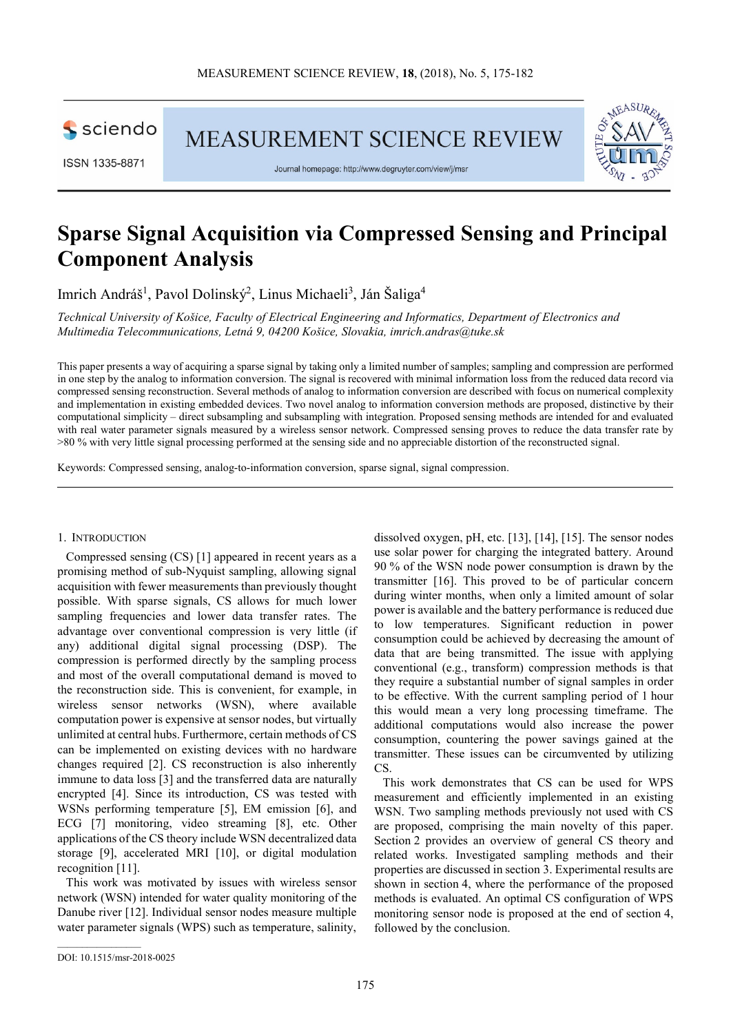# Sparse Signal Acquisition via Compressed Sensing and Principal Component Analysis

Imrich Andráš[1], Pavol Dolinský[2], Linus Michaeli[3], Ján Šaliga[4]

*Technical University of Košice, Faculty of Electrical Engineering and Informatics, Department of Electronics and Multimedia Telecommunications, Letná 9, 04200 Košice, Slovakia, imrich.andras@tuke.sk*

This paper presents a way of acquiring a sparse signal by taking only a limited number of samples; sampling and compression are performed in one step by the analog to information conversion. The signal is recovered with minimal information loss from the reduced data record via compressed sensing reconstruction. Several methods of analog to information conversion are described with focus on numerical complexity and implementation in existing embedded devices. Two novel analog to information conversion methods are proposed, distinctive by their computational simplicity – direct subsampling and subsampling with integration. Proposed sensing methods are intended for and evaluated with real water parameter signals measured by a wireless sensor network. Compressed sensing proves to reduce the data transfer rate by >80 % with very little signal processing performed at the sensing side and no appreciable distortion of the reconstructed signal.

Keywords: Compressed sensing, analog-to-information conversion, sparse signal, signal compression.

## 1. Introduction

Compressed sensing (CS) [1] appeared in recent years as a promising method of sub-Nyquist sampling, allowing signal acquisition with fewer measurements than previously thought possible. With sparse signals, CS allows for much lower sampling frequencies and lower data transfer rates. The advantage over conventional compression is very little (if any) additional digital signal processing (DSP). The compression is performed directly by the sampling process and most of the overall computational demand is moved to the reconstruction side. This is convenient, for example, in wireless sensor networks (WSN), where available computation power is expensive at sensor nodes, but virtually unlimited at central hubs. Furthermore, certain methods of CS can be implemented on existing devices with no hardware changes required [2]. CS reconstruction is also inherently immune to data loss [3] and the transferred data are naturally encrypted [4]. Since its introduction, CS was tested with WSNs performing temperature [5], EM emission [6], and ECG [7] monitoring, video streaming [8], etc. Other applications of the CS theory include WSN decentralized data storage [9], accelerated MRI [10], or digital modulation recognition [11].

This work was motivated by issues with wireless sensor network (WSN) intended for water quality monitoring of the Danube river [12]. Individual sensor nodes measure multiple water parameter signals (WPS) such as temperature, salinity, dissolved oxygen, pH, etc. [13], [14], [15]. The sensor nodes use solar power for charging the integrated battery. Around 90 % of the WSN node power consumption is drawn by the transmitter [16]. This proved to be of particular concern during winter months, when only a limited amount of solar power is available and the battery performance is reduced due to low temperatures. Significant reduction in power consumption could be achieved by decreasing the amount of data that are being transmitted. The issue with applying conventional (e.g., transform) compression methods is that they require a substantial number of signal samples in order to be effective. With the current sampling period of 1 hour this would mean a very long processing timeframe. The additional computations would also increase the power consumption, countering the power savings gained at the transmitter. These issues can be circumvented by utilizing CS.

This work demonstrates that CS can be used for WPS measurement and efficiently implemented in an existing WSN. Two sampling methods previously not used with CS are proposed, comprising the main novelty of this paper. Section 2 provides an overview of general CS theory and related works. Investigated sampling methods and their properties are discussed in section 3. Experimental results are shown in section 4, where the performance of the proposed methods is evaluated. An optimal CS configuration of WPS monitoring sensor node is proposed at the end of section 4, followed by the conclusion.

DOI: 10.1515/msr-2018-0025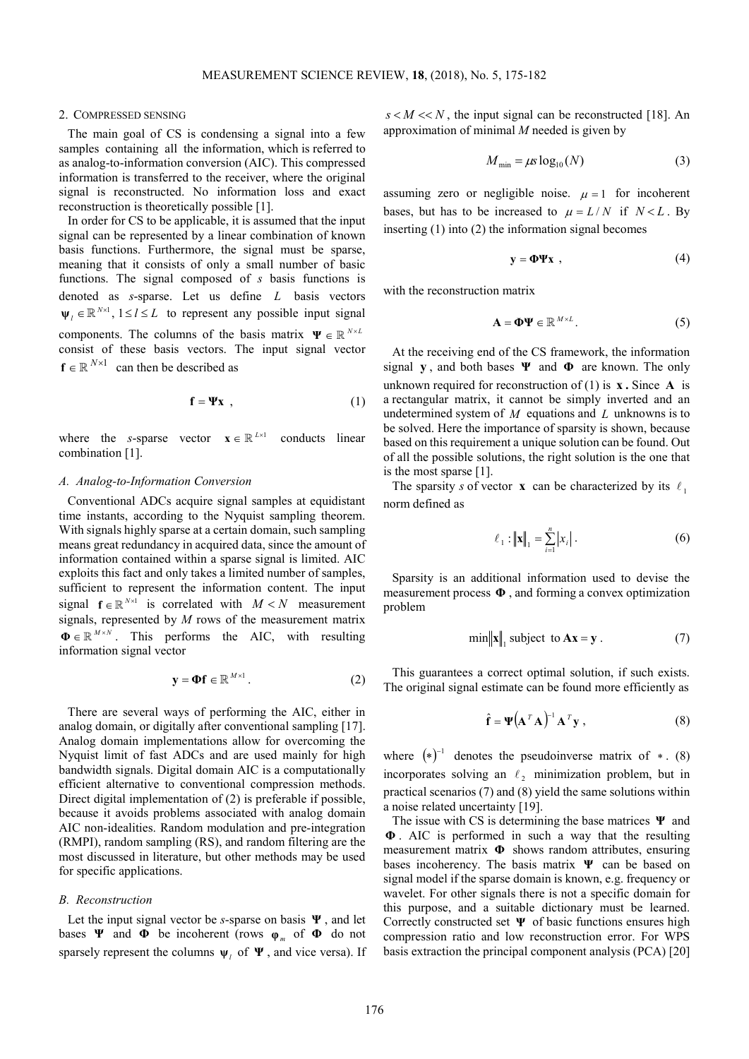## 2. Compressed sensing

The main goal of CS is condensing a signal into a few samples containing all the information, which is referred to as analog-to-information conversion (AIC). This compressed information is transferred to the receiver, where the original signal is reconstructed. No information loss and exact reconstruction is theoretically possible [1].

In order for CS to be applicable, it is assumed that the input signal can be represented by a linear combination of known basis functions. Furthermore, the signal must be sparse, meaning that it consists of only a small number of basic functions. The signal composed of $s$ basis functions is denoted as $s$-sparse. Let us define $L$ basis vectors $\boldsymbol{\psi}_l \in \mathbb{R}^{N\times 1}, 1 \leq l \leq L$ to represent any possible input signal components. The columns of the basis matrix $\boldsymbol{\Psi} \in \mathbb{R}^{N\times L}$ consist of these basis vectors. The input signal vector $\mathbf{f} \in \mathbb{R}^{N\times 1}$ can then be described as

$$\mathbf{f} = \boldsymbol{\Psi}\mathbf{x} \ , \tag{1}$$

where the $s$-sparse vector $\mathbf{x} \in \mathbb{R}^{L\times 1}$ conducts linear combination [1].

### A. Analog-to-Information Conversion

Conventional ADCs acquire signal samples at equidistant time instants, according to the Nyquist sampling theorem. With signals highly sparse at a certain domain, such sampling means great redundancy in acquired data, since the amount of information contained within a sparse signal is limited. AIC exploits this fact and only takes a limited number of samples, sufficient to represent the information content. The input signal $\mathbf{f} \in \mathbb{R}^{N\times 1}$ is correlated with $M < N$ measurement signals, represented by $M$ rows of the measurement matrix $\boldsymbol{\Phi} \in \mathbb{R}^{M\times N}$. This performs the AIC, with resulting information signal vector

$$\mathbf{y} = \boldsymbol{\Phi}\mathbf{f} \in \mathbb{R}^{M\times 1} . \tag{2}$$

There are several ways of performing the AIC, either in analog domain, or digitally after conventional sampling [17]. Analog domain implementations allow for overcoming the Nyquist limit of fast ADCs and are used mainly for high bandwidth signals. Digital domain AIC is a computationally efficient alternative to conventional compression methods. Direct digital implementation of (2) is preferable if possible, because it avoids problems associated with analog domain AIC non-idealities. Random modulation and pre-integration (RMPI), random sampling (RS), and random filtering are the most discussed in literature, but other methods may be used for specific applications.

### B. Reconstruction

Let the input signal vector be $s$-sparse on basis $\boldsymbol{\Psi}$, and let bases $\boldsymbol{\Psi}$ and $\boldsymbol{\Phi}$ be incoherent (rows $\boldsymbol{\varphi}_m$ of $\boldsymbol{\Phi}$ do not sparsely represent the columns $\boldsymbol{\psi}_l$ of $\boldsymbol{\Psi}$, and vice versa). If $s < M << N$, the input signal can be reconstructed [18]. An approximation of minimal $M$ needed is given by

$$M_{\min} = \mu s \log_{10}(N) \tag{3}$$

assuming zero or negligible noise. $\mu = 1$ for incoherent bases, but has to be increased to $\mu = L/N$ if $N < L$. By inserting (1) into (2) the information signal becomes

$$\mathbf{y} = \boldsymbol{\Phi}\boldsymbol{\Psi}\mathbf{x} \ , \tag{4}$$

with the reconstruction matrix

$$\mathbf{A} = \boldsymbol{\Phi}\boldsymbol{\Psi} \in \mathbb{R}^{M\times L} . \tag{5}$$

At the receiving end of the CS framework, the information signal $\mathbf{y}$, and both bases $\boldsymbol{\Psi}$ and $\boldsymbol{\Phi}$ are known. The only unknown required for reconstruction of (1) is $\mathbf{x}$. Since $\mathbf{A}$ is a rectangular matrix, it cannot be simply inverted and an undetermined system of $M$ equations and $L$ unknowns is to be solved. Here the importance of sparsity is shown, because based on this requirement a unique solution can be found. Out of all the possible solutions, the right solution is the one that is the most sparse [1].

The sparsity $s$ of vector $\mathbf{x}$ can be characterized by its $\ell_1$ norm defined as

$$\ell_1 : \|\mathbf{x}\|_1 = \sum_{i=1}^{n} |x_i| . \tag{6}$$

Sparsity is an additional information used to devise the measurement process $\boldsymbol{\Phi}$, and forming a convex optimization problem

$$\min \|\mathbf{x}\|_1 \text{ subject to } \mathbf{A}\mathbf{x} = \mathbf{y} . \tag{7}$$

This guarantees a correct optimal solution, if such exists. The original signal estimate can be found more efficiently as

$$\hat{\mathbf{f}} = \boldsymbol{\Psi}\left(\mathbf{A}^T\mathbf{A}\right)^{-1}\mathbf{A}^T\mathbf{y} , \tag{8}$$

where $(*)^{-1}$ denotes the pseudoinverse matrix of $*$. (8) incorporates solving an $\ell_2$ minimization problem, but in practical scenarios (7) and (8) yield the same solutions within a noise related uncertainty [19].

The issue with CS is determining the base matrices $\boldsymbol{\Psi}$ and $\boldsymbol{\Phi}$. AIC is performed in such a way that the resulting measurement matrix $\boldsymbol{\Phi}$ shows random attributes, ensuring bases incoherency. The basis matrix $\boldsymbol{\Psi}$ can be based on signal model if the sparse domain is known, e.g. frequency or wavelet. For other signals there is not a specific domain for this purpose, and a suitable dictionary must be learned. Correctly constructed set $\boldsymbol{\Psi}$ of basic functions ensures high compression ratio and low reconstruction error. For WPS basis extraction the principal component analysis (PCA) [20]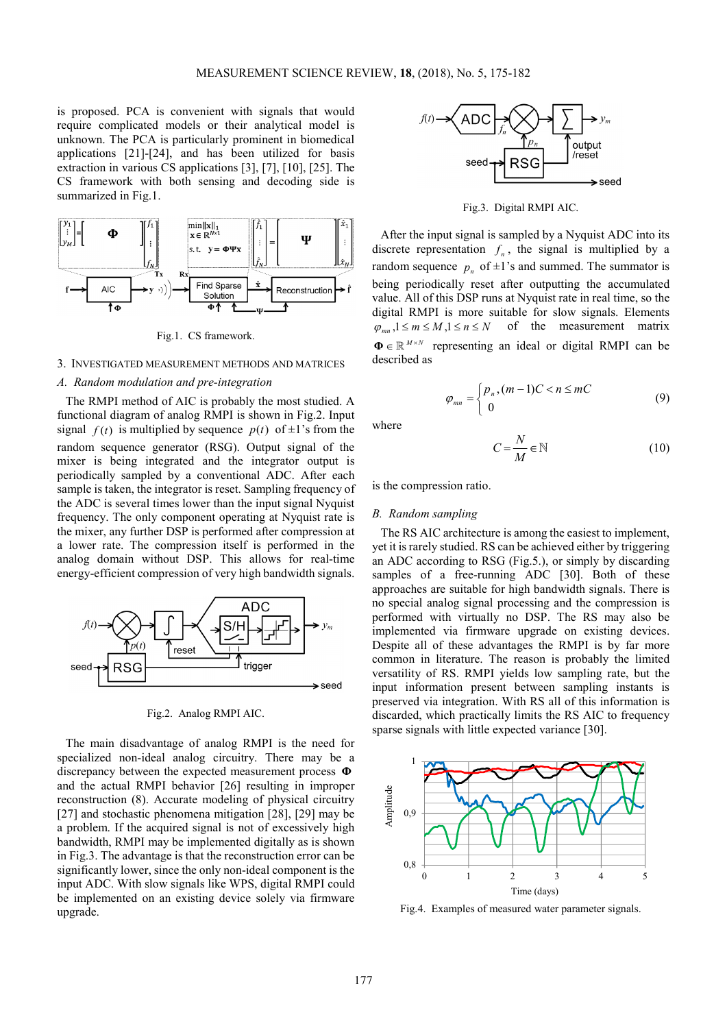is proposed. PCA is convenient with signals that would require complicated models or their analytical model is unknown. The PCA is particularly prominent in biomedical applications [21]-[24], and has been utilized for basis extraction in various CS applications [3], [7], [10], [25]. The CS framework with both sensing and decoding side is summarized in Fig.1.

Fig.1. CS framework.

## 3. Investigated measurement methods and matrices

### A. Random modulation and pre-integration

The RMPI method of AIC is probably the most studied. A functional diagram of analog RMPI is shown in Fig.2. Input signal $f(t)$ is multiplied by sequence $p(t)$ of ±1's from the random sequence generator (RSG). Output signal of the mixer is being integrated and the integrator output is periodically sampled by a conventional ADC. After each sample is taken, the integrator is reset. Sampling frequency of the ADC is several times lower than the input signal Nyquist frequency. The only component operating at Nyquist rate is the mixer, any further DSP is performed after compression at a lower rate. The compression itself is performed in the analog domain without DSP. This allows for real-time energy-efficient compression of very high bandwidth signals.

Fig.2. Analog RMPI AIC.

The main disadvantage of analog RMPI is the need for specialized non-ideal analog circuitry. There may be a discrepancy between the expected measurement process **Φ** and the actual RMPI behavior [26] resulting in improper reconstruction (8). Accurate modeling of physical circuitry [27] and stochastic phenomena mitigation [28], [29] may be a problem. If the acquired signal is not of excessively high bandwidth, RMPI may be implemented digitally as is shown in Fig.3. The advantage is that the reconstruction error can be significantly lower, since the only non-ideal component is the input ADC. With slow signals like WPS, digital RMPI could be implemented on an existing device solely via firmware upgrade.

Fig.3. Digital RMPI AIC.

After the input signal is sampled by a Nyquist ADC into its discrete representation $f_n$, the signal is multiplied by a random sequence $p_n$ of ±1's and summed. The summator is being periodically reset after outputting the accumulated value. All of this DSP runs at Nyquist rate in real time, so the digital RMPI is more suitable for slow signals. Elements $\varphi_{mn}, 1 \le m \le M, 1 \le n \le N$ of the measurement matrix $\mathbf{\Phi} \in \mathbb{R}^{M \times N}$ representing an ideal or digital RMPI can be described as

$$\varphi_{mn} = \begin{cases} p_n, (m-1)C < n \le mC \\ 0 \end{cases} \tag{9}$$

where

$$C = \frac{N}{M} \in \mathbb{N} \tag{10}$$

is the compression ratio.

### B. Random sampling

The RS AIC architecture is among the easiest to implement, yet it is rarely studied. RS can be achieved either by triggering an ADC according to RSG (Fig.5.), or simply by discarding samples of a free-running ADC [30]. Both of these approaches are suitable for high bandwidth signals. There is no special analog signal processing and the compression is performed with virtually no DSP. The RS may also be implemented via firmware upgrade on existing devices. Despite all of these advantages the RMPI is by far more common in literature. The reason is probably the limited versatility of RS. RMPI yields low sampling rate, but the input information present between sampling instants is preserved via integration. With RS all of this information is discarded, which practically limits the RS AIC to frequency sparse signals with little expected variance [30].

Fig.4. Examples of measured water parameter signals.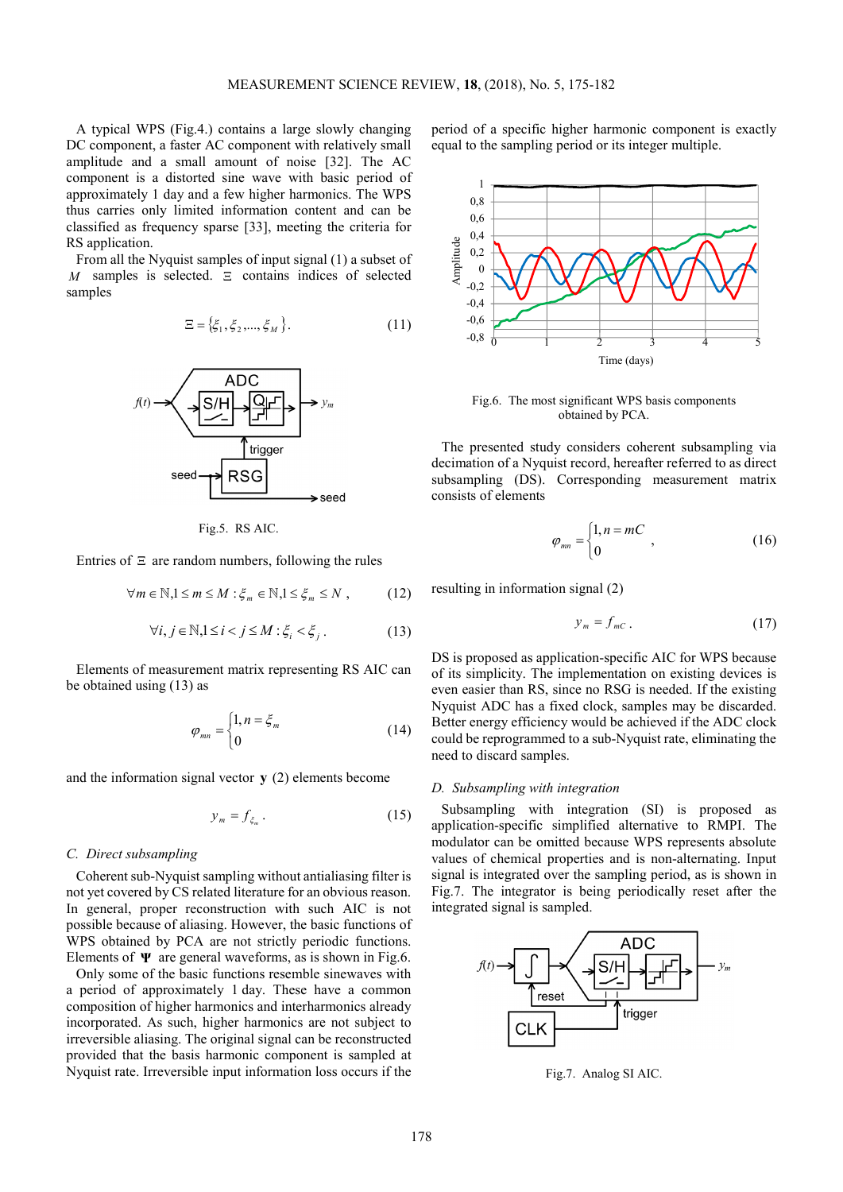A typical WPS (Fig.4.) contains a large slowly changing DC component, a faster AC component with relatively small amplitude and a small amount of noise [32]. The AC component is a distorted sine wave with basic period of approximately 1 day and a few higher harmonics. The WPS thus carries only limited information content and can be classified as frequency sparse [33], meeting the criteria for RS application.

From all the Nyquist samples of input signal (1) a subset of $M$ samples is selected. $\Xi$ contains indices of selected samples

$$\Xi = \{\xi_1, \xi_2, ..., \xi_M\}. \tag{11}$$

Fig.5. RS AIC.

Entries of $\Xi$ are random numbers, following the rules

$$\forall m \in \mathbb{N}, 1 \leq m \leq M : \xi_m \in \mathbb{N}, 1 \leq \xi_m \leq N , \tag{12}$$

$$\forall i, j \in \mathbb{N}, 1 \leq i < j \leq M : \xi_i < \xi_j . \tag{13}$$

Elements of measurement matrix representing RS AIC can be obtained using (13) as

$$\varphi_{mn} = \begin{cases} 1, n = \xi_m \\ 0 \end{cases} \tag{14}$$

and the information signal vector $\mathbf{y}$ (2) elements become

$$y_m = f_{\xi_m} . \tag{15}$$

### C. Direct subsampling

Coherent sub-Nyquist sampling without antialiasing filter is not yet covered by CS related literature for an obvious reason. In general, proper reconstruction with such AIC is not possible because of aliasing. However, the basic functions of WPS obtained by PCA are not strictly periodic functions. Elements of $\mathbf{\Psi}$ are general waveforms, as is shown in Fig.6.

Only some of the basic functions resemble sinewaves with a period of approximately 1 day. These have a common composition of higher harmonics and interharmonics already incorporated. As such, higher harmonics are not subject to irreversible aliasing. The original signal can be reconstructed provided that the basis harmonic component is sampled at Nyquist rate. Irreversible input information loss occurs if the period of a specific higher harmonic component is exactly equal to the sampling period or its integer multiple.

Fig.6. The most significant WPS basis components obtained by PCA.

The presented study considers coherent subsampling via decimation of a Nyquist record, hereafter referred to as direct subsampling (DS). Corresponding measurement matrix consists of elements

$$\varphi_{mn} = \begin{cases} 1, n = mC \\ 0 \end{cases} , \tag{16}$$

resulting in information signal (2)

$$y_m = f_{mC} . \tag{17}$$

DS is proposed as application-specific AIC for WPS because of its simplicity. The implementation on existing devices is even easier than RS, since no RSG is needed. If the existing Nyquist ADC has a fixed clock, samples may be discarded. Better energy efficiency would be achieved if the ADC clock could be reprogrammed to a sub-Nyquist rate, eliminating the need to discard samples.

### D. Subsampling with integration

Subsampling with integration (SI) is proposed as application-specific simplified alternative to RMPI. The modulator can be omitted because WPS represents absolute values of chemical properties and is non-alternating. Input signal is integrated over the sampling period, as is shown in Fig.7. The integrator is being periodically reset after the integrated signal is sampled.

Fig.7. Analog SI AIC.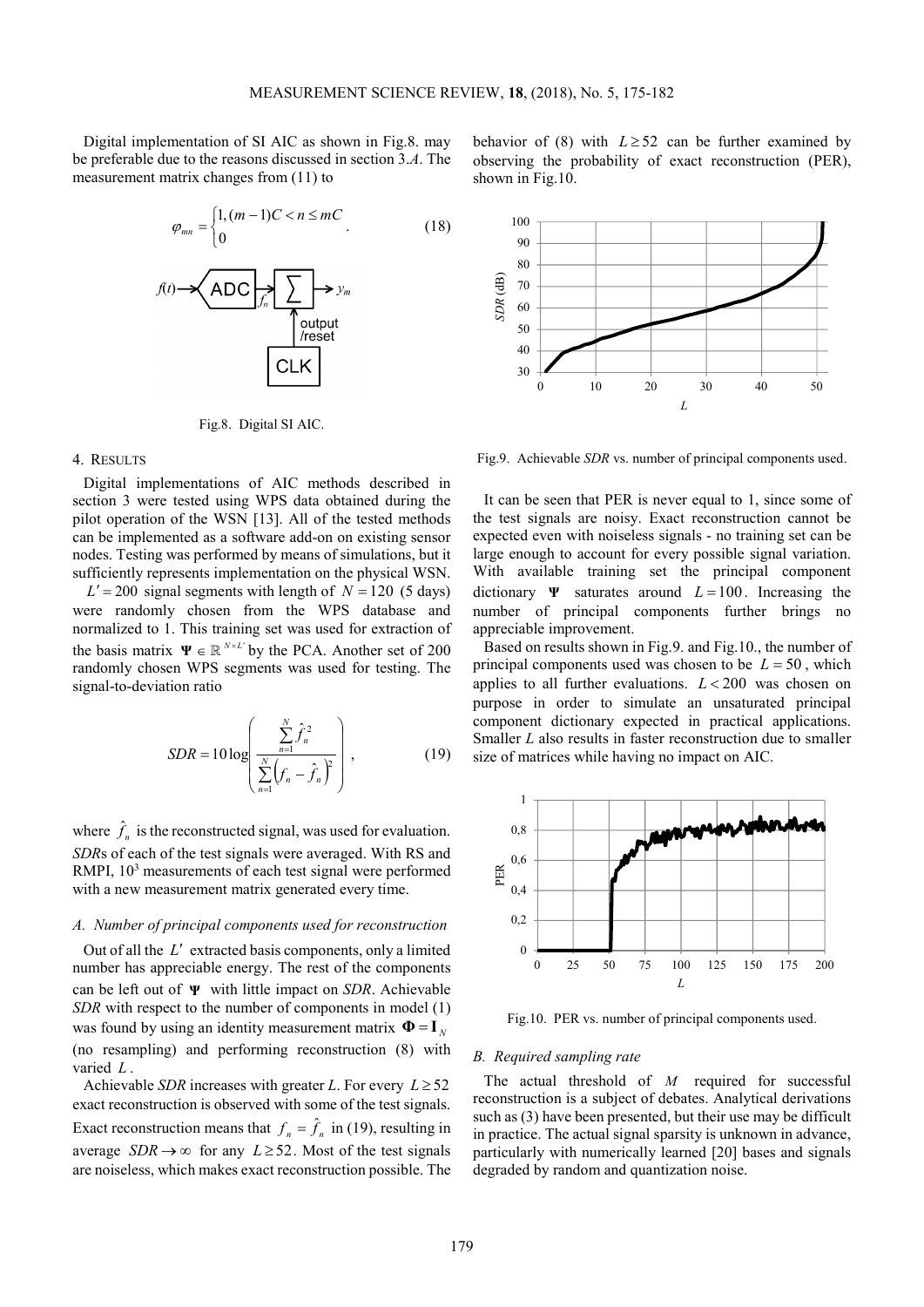Digital implementation of SI AIC as shown in Fig.8. may be preferable due to the reasons discussed in section 3.*A*. The measurement matrix changes from (11) to

$$\varphi_{mn} = \begin{cases} 1, (m-1)C < n \le mC \\ 0 \end{cases}. \tag{18}$$

Fig.8. Digital SI AIC.

## 4. Results

Digital implementations of AIC methods described in section 3 were tested using WPS data obtained during the pilot operation of the WSN [13]. All of the tested methods can be implemented as a software add-on on existing sensor nodes. Testing was performed by means of simulations, but it sufficiently represents implementation on the physical WSN.

$L' = 200$ signal segments with length of $N = 120$ (5 days) were randomly chosen from the WPS database and normalized to 1. This training set was used for extraction of the basis matrix $\mathbf{\Psi} \in \mathbb{R}^{N \times L'}$ by the PCA. Another set of 200 randomly chosen WPS segments was used for testing. The signal-to-deviation ratio

$$SDR = 10 \log \left( \frac{\sum_{n=1}^{N} \hat{f}_n^2}{\sum_{n=1}^{N} \left( f_n - \hat{f}_n \right)^2} \right), \tag{19}$$

where $\hat{f}_n$ is the reconstructed signal, was used for evaluation. *SDR*s of each of the test signals were averaged. With RS and RMPI, $10^3$ measurements of each test signal were performed with a new measurement matrix generated every time.

### A. Number of principal components used for reconstruction

Out of all the $L'$ extracted basis components, only a limited number has appreciable energy. The rest of the components can be left out of $\mathbf{\Psi}$ with little impact on *SDR*. Achievable *SDR* with respect to the number of components in model (1) was found by using an identity measurement matrix $\mathbf{\Phi} = \mathbf{I}_N$ (no resampling) and performing reconstruction (8) with varied $L$.

Achievable *SDR* increases with greater *L*. For every $L \ge 52$ exact reconstruction is observed with some of the test signals. Exact reconstruction means that $f_n = \hat{f}_n$ in (19), resulting in average $SDR \to \infty$ for any $L \ge 52$. Most of the test signals are noiseless, which makes exact reconstruction possible. The behavior of (8) with $L \ge 52$ can be further examined by observing the probability of exact reconstruction (PER), shown in Fig.10.

Fig.9. Achievable *SDR* vs. number of principal components used.

It can be seen that PER is never equal to 1, since some of the test signals are noisy. Exact reconstruction cannot be expected even with noiseless signals - no training set can be large enough to account for every possible signal variation. With available training set the principal component dictionary $\mathbf{\Psi}$ saturates around $L = 100$. Increasing the number of principal components further brings no appreciable improvement.

Based on results shown in Fig.9. and Fig.10., the number of principal components used was chosen to be $L = 50$, which applies to all further evaluations. $L < 200$ was chosen on purpose in order to simulate an unsaturated principal component dictionary expected in practical applications. Smaller $L$ also results in faster reconstruction due to smaller size of matrices while having no impact on AIC.

Fig.10. PER vs. number of principal components used.

### B. Required sampling rate

The actual threshold of $M$ required for successful reconstruction is a subject of debates. Analytical derivations such as (3) have been presented, but their use may be difficult in practice. The actual signal sparsity is unknown in advance, particularly with numerically learned [20] bases and signals degraded by random and quantization noise.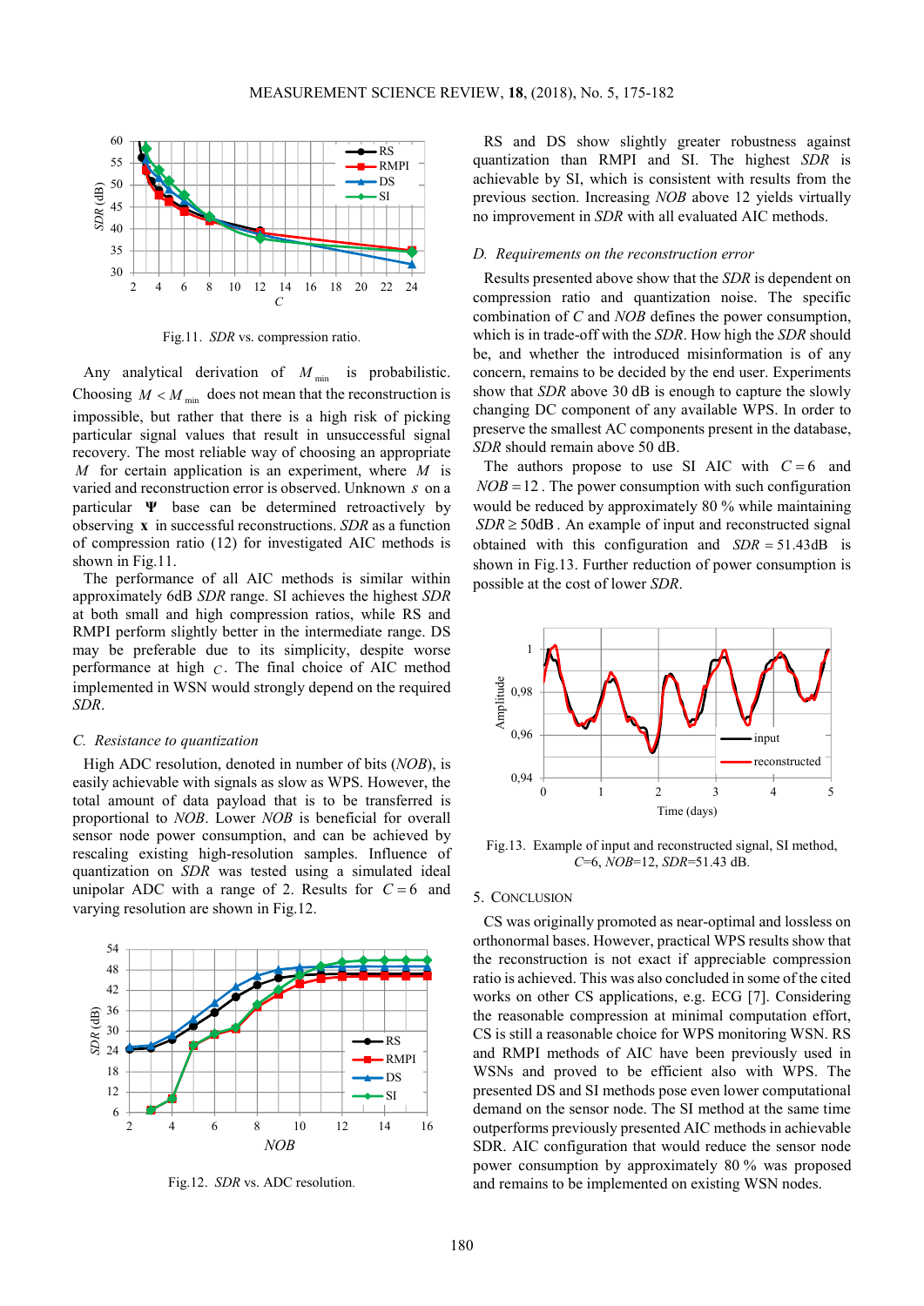Fig.11. *SDR* vs. compression ratio.

Any analytical derivation of $M_{\min}$ is probabilistic. Choosing $M < M_{\min}$ does not mean that the reconstruction is impossible, but rather that there is a high risk of picking particular signal values that result in unsuccessful signal recovery. The most reliable way of choosing an appropriate $M$ for certain application is an experiment, where $M$ is varied and reconstruction error is observed. Unknown $s$ on a particular $\mathbf{\Psi}$ base can be determined retroactively by observing $\mathbf{x}$ in successful reconstructions. *SDR* as a function of compression ratio (12) for investigated AIC methods is shown in Fig.11.

The performance of all AIC methods is similar within approximately 6dB *SDR* range. SI achieves the highest *SDR* at both small and high compression ratios, while RS and RMPI perform slightly better in the intermediate range. DS may be preferable due to its simplicity, despite worse performance at high $C$. The final choice of AIC method implemented in WSN would strongly depend on the required *SDR*.

### C. Resistance to quantization

High ADC resolution, denoted in number of bits (*NOB*), is easily achievable with signals as slow as WPS. However, the total amount of data payload that is to be transferred is proportional to *NOB*. Lower *NOB* is beneficial for overall sensor node power consumption, and can be achieved by rescaling existing high-resolution samples. Influence of quantization on *SDR* was tested using a simulated ideal unipolar ADC with a range of 2. Results for $C = 6$ and varying resolution are shown in Fig.12.

Fig.12. *SDR* vs. ADC resolution.

RS and DS show slightly greater robustness against quantization than RMPI and SI. The highest *SDR* is achievable by SI, which is consistent with results from the previous section. Increasing *NOB* above 12 yields virtually no improvement in *SDR* with all evaluated AIC methods.

### D. Requirements on the reconstruction error

Results presented above show that the *SDR* is dependent on compression ratio and quantization noise. The specific combination of *C* and *NOB* defines the power consumption, which is in trade-off with the *SDR*. How high the *SDR* should be, and whether the introduced misinformation is of any concern, remains to be decided by the end user. Experiments show that *SDR* above 30 dB is enough to capture the slowly changing DC component of any available WPS. In order to preserve the smallest AC components present in the database, *SDR* should remain above 50 dB.

The authors propose to use SI AIC with $C = 6$ and $NOB = 12$. The power consumption with such configuration would be reduced by approximately 80 % while maintaining $SDR \geq 50\text{dB}$. An example of input and reconstructed signal obtained with this configuration and $SDR = 51.43\text{dB}$ is shown in Fig.13. Further reduction of power consumption is possible at the cost of lower *SDR*.

Fig.13. Example of input and reconstructed signal, SI method, *C*=6, *NOB*=12, *SDR*=51.43 dB.

## 5. Conclusion

CS was originally promoted as near-optimal and lossless on orthonormal bases. However, practical WPS results show that the reconstruction is not exact if appreciable compression ratio is achieved. This was also concluded in some of the cited works on other CS applications, e.g. ECG [7]. Considering the reasonable compression at minimal computation effort, CS is still a reasonable choice for WPS monitoring WSN. RS and RMPI methods of AIC have been previously used in WSNs and proved to be efficient also with WPS. The presented DS and SI methods pose even lower computational demand on the sensor node. The SI method at the same time outperforms previously presented AIC methods in achievable SDR. AIC configuration that would reduce the sensor node power consumption by approximately 80 % was proposed and remains to be implemented on existing WSN nodes.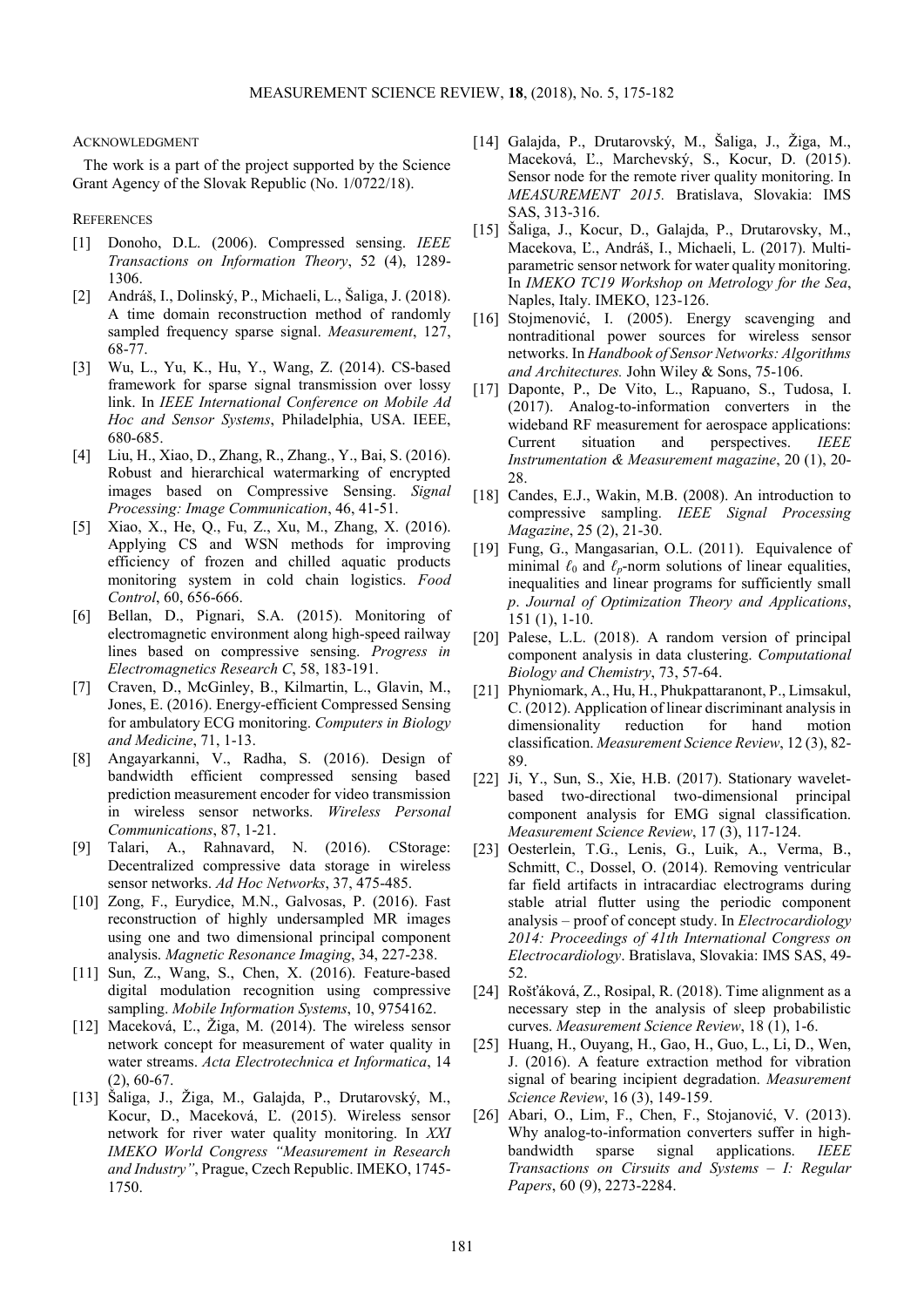## ACKNOWLEDGMENT

The work is a part of the project supported by the Science Grant Agency of the Slovak Republic (No. 1/0722/18).

## REFERENCES

[1] Donoho, D.L. (2006). Compressed sensing. *IEEE Transactions on Information Theory*, 52 (4), 1289-1306.

[2] Andráš, I., Dolinský, P., Michaeli, L., Šaliga, J. (2018). A time domain reconstruction method of randomly sampled frequency sparse signal. *Measurement*, 127, 68-77.

[3] Wu, L., Yu, K., Hu, Y., Wang, Z. (2014). CS-based framework for sparse signal transmission over lossy link. In *IEEE International Conference on Mobile Ad Hoc and Sensor Systems*, Philadelphia, USA. IEEE, 680-685.

[4] Liu, H., Xiao, D., Zhang, R., Zhang., Y., Bai, S. (2016). Robust and hierarchical watermarking of encrypted images based on Compressive Sensing. *Signal Processing: Image Communication*, 46, 41-51.

[5] Xiao, X., He, Q., Fu, Z., Xu, M., Zhang, X. (2016). Applying CS and WSN methods for improving efficiency of frozen and chilled aquatic products monitoring system in cold chain logistics. *Food Control*, 60, 656-666.

[6] Bellan, D., Pignari, S.A. (2015). Monitoring of electromagnetic environment along high-speed railway lines based on compressive sensing. *Progress in Electromagnetics Research C*, 58, 183-191.

[7] Craven, D., McGinley, B., Kilmartin, L., Glavin, M., Jones, E. (2016). Energy-efficient Compressed Sensing for ambulatory ECG monitoring. *Computers in Biology and Medicine*, 71, 1-13.

[8] Angayarkanni, V., Radha, S. (2016). Design of bandwidth efficient compressed sensing based prediction measurement encoder for video transmission in wireless sensor networks. *Wireless Personal Communications*, 87, 1-21.

[9] Talari, A., Rahnavard, N. (2016). CStorage: Decentralized compressive data storage in wireless sensor networks. *Ad Hoc Networks*, 37, 475-485.

[10] Zong, F., Eurydice, M.N., Galvosas, P. (2016). Fast reconstruction of highly undersampled MR images using one and two dimensional principal component analysis. *Magnetic Resonance Imaging*, 34, 227-238.

[11] Sun, Z., Wang, S., Chen, X. (2016). Feature-based digital modulation recognition using compressive sampling. *Mobile Information Systems*, 10, 9754162.

[12] Maceková, Ľ., Žiga, M. (2014). The wireless sensor network concept for measurement of water quality in water streams. *Acta Electrotechnica et Informatica*, 14 (2), 60-67.

[13] Šaliga, J., Žiga, M., Galajda, P., Drutarovský, M., Kocur, D., Maceková, Ľ. (2015). Wireless sensor network for river water quality monitoring. In *XXI IMEKO World Congress "Measurement in Research and Industry"*, Prague, Czech Republic. IMEKO, 1745-1750.

[14] Galajda, P., Drutarovský, M., Šaliga, J., Žiga, M., Maceková, Ľ., Marchevský, S., Kocur, D. (2015). Sensor node for the remote river quality monitoring. In *MEASUREMENT 2015.* Bratislava, Slovakia: IMS SAS, 313-316.

[15] Šaliga, J., Kocur, D., Galajda, P., Drutarovsky, M., Macekova, Ľ., Andráš, I., Michaeli, L. (2017). Multi-parametric sensor network for water quality monitoring. In *IMEKO TC19 Workshop on Metrology for the Sea*, Naples, Italy. IMEKO, 123-126.

[16] Stojmenović, I. (2005). Energy scavenging and nontraditional power sources for wireless sensor networks. In *Handbook of Sensor Networks: Algorithms and Architectures.* John Wiley & Sons, 75-106.

[17] Daponte, P., De Vito, L., Rapuano, S., Tudosa, I. (2017). Analog-to-information converters in the wideband RF measurement for aerospace applications: Current situation and perspectives. *IEEE Instrumentation & Measurement magazine*, 20 (1), 20-28.

[18] Candes, E.J., Wakin, M.B. (2008). An introduction to compressive sampling. *IEEE Signal Processing Magazine*, 25 (2), 21-30.

[19] Fung, G., Mangasarian, O.L. (2011). Equivalence of minimal $\ell_0$ and $\ell_p$-norm solutions of linear equalities, inequalities and linear programs for sufficiently small $p$. *Journal of Optimization Theory and Applications*, 151 (1), 1-10.

[20] Palese, L.L. (2018). A random version of principal component analysis in data clustering. *Computational Biology and Chemistry*, 73, 57-64.

[21] Phyniomark, A., Hu, H., Phukpattaranont, P., Limsakul, C. (2012). Application of linear discriminant analysis in dimensionality reduction for hand motion classification. *Measurement Science Review*, 12 (3), 82-89.

[22] Ji, Y., Sun, S., Xie, H.B. (2017). Stationary wavelet-based two-directional two-dimensional principal component analysis for EMG signal classification. *Measurement Science Review*, 17 (3), 117-124.

[23] Oesterlein, T.G., Lenis, G., Luik, A., Verma, B., Schmitt, C., Dossel, O. (2014). Removing ventricular far field artifacts in intracardiac electrograms during stable atrial flutter using the periodic component analysis – proof of concept study. In *Electrocardiology 2014: Proceedings of 41th International Congress on Electrocardiology*. Bratislava, Slovakia: IMS SAS, 49-52.

[24] Rošťáková, Z., Rosipal, R. (2018). Time alignment as a necessary step in the analysis of sleep probabilistic curves. *Measurement Science Review*, 18 (1), 1-6.

[25] Huang, H., Ouyang, H., Gao, H., Guo, L., Li, D., Wen, J. (2016). A feature extraction method for vibration signal of bearing incipient degradation. *Measurement Science Review*, 16 (3), 149-159.

[26] Abari, O., Lim, F., Chen, F., Stojanović, V. (2013). Why analog-to-information converters suffer in high-bandwidth sparse signal applications. *IEEE Transactions on Cirsuits and Systems – I: Regular Papers*, 60 (9), 2273-2284.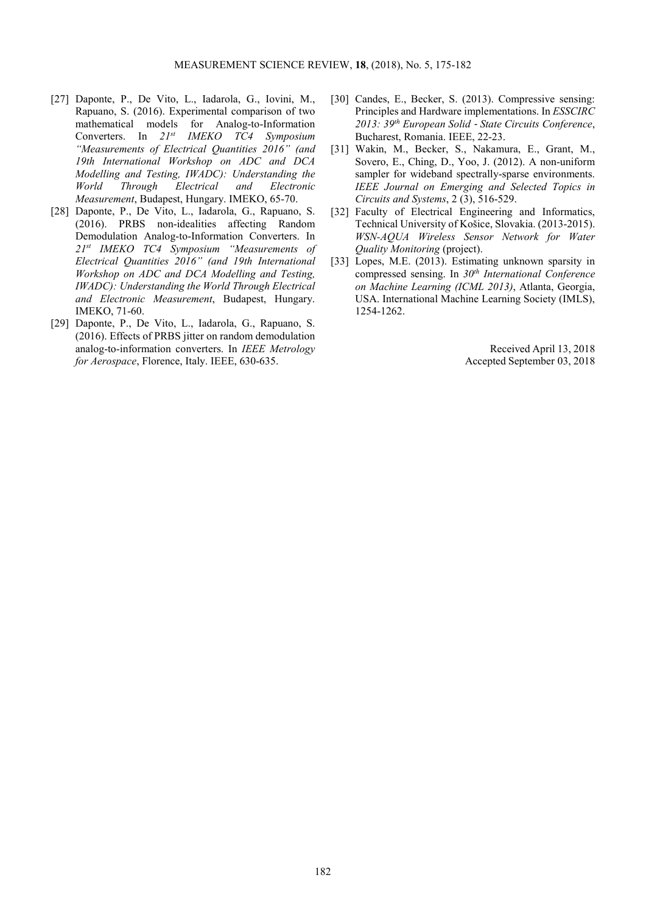[27] Daponte, P., De Vito, L., Iadarola, G., Iovini, M., Rapuano, S. (2016). Experimental comparison of two mathematical models for Analog-to-Information Converters. In *21st IMEKO TC4 Symposium "Measurements of Electrical Quantities 2016" (and 19th International Workshop on ADC and DCA Modelling and Testing, IWADC): Understanding the World Through Electrical and Electronic Measurement*, Budapest, Hungary. IMEKO, 65-70.

[28] Daponte, P., De Vito, L., Iadarola, G., Rapuano, S. (2016). PRBS non-idealities affecting Random Demodulation Analog-to-Information Converters. In *21st IMEKO TC4 Symposium "Measurements of Electrical Quantities 2016" (and 19th International Workshop on ADC and DCA Modelling and Testing, IWADC): Understanding the World Through Electrical and Electronic Measurement*, Budapest, Hungary. IMEKO, 71-60.

[29] Daponte, P., De Vito, L., Iadarola, G., Rapuano, S. (2016). Effects of PRBS jitter on random demodulation analog-to-information converters. In *IEEE Metrology for Aerospace*, Florence, Italy. IEEE, 630-635.

[30] Candes, E., Becker, S. (2013). Compressive sensing: Principles and Hardware implementations. In *ESSCIRC 2013: 39th European Solid - State Circuits Conference*, Bucharest, Romania. IEEE, 22-23.

[31] Wakin, M., Becker, S., Nakamura, E., Grant, M., Sovero, E., Ching, D., Yoo, J. (2012). A non-uniform sampler for wideband spectrally-sparse environments. *IEEE Journal on Emerging and Selected Topics in Circuits and Systems*, 2 (3), 516-529.

[32] Faculty of Electrical Engineering and Informatics, Technical University of Košice, Slovakia. (2013-2015). *WSN-AQUA Wireless Sensor Network for Water Quality Monitoring* (project).

[33] Lopes, M.E. (2013). Estimating unknown sparsity in compressed sensing. In *30th International Conference on Machine Learning (ICML 2013)*, Atlanta, Georgia, USA. International Machine Learning Society (IMLS), 1254-1262.

Received April 13, 2018
Accepted September 03, 2018